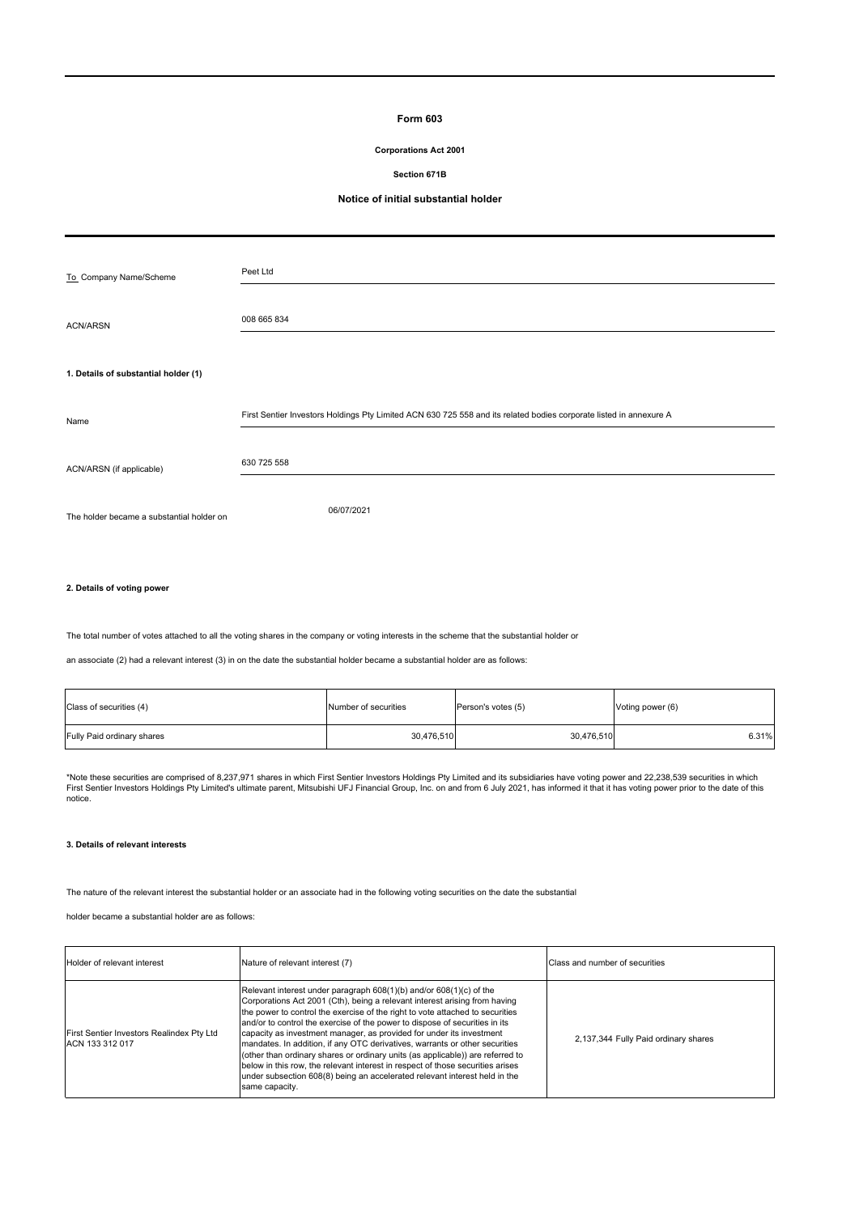# Form 603

**Corporations Act 2001**

**Section 671B**

**Notice of initial substantial holder**

| | |
|---|---|
| To Company Name/Scheme | Peet Ltd |
| ACN/ARSN | 008 665 834 |

**1. Details of substantial holder (1)**

| | |
|---|---|
| Name | First Sentier Investors Holdings Pty Limited ACN 630 725 558 and its related bodies corporate listed in annexure A |
| ACN/ARSN (if applicable) | 630 725 558 |
| The holder became a substantial holder on | 06/07/2021 |

**2. Details of voting power**

The total number of votes attached to all the voting shares in the company or voting interests in the scheme that the substantial holder or

an associate (2) had a relevant interest (3) in on the date the substantial holder became a substantial holder are as follows:

| Class of securities (4) | Number of securities | Person's votes (5) | Voting power (6) |
|---|---|---|---|
| Fully Paid ordinary shares | 30,476,510 | 30,476,510 | 6.31% |

*Note these securities are comprised of 8,237,971 shares in which First Sentier Investors Holdings Pty Limited and its subsidiaries have voting power and 22,238,539 securities in which First Sentier Investors Holdings Pty Limited's ultimate parent, Mitsubishi UFJ Financial Group, Inc. on and from 6 July 2021, has informed it that it has voting power prior to the date of this notice.

**3. Details of relevant interests**

The nature of the relevant interest the substantial holder or an associate had in the following voting securities on the date the substantial

holder became a substantial holder are as follows:

| Holder of relevant interest | Nature of relevant interest (7) | Class and number of securities |
|---|---|---|
| First Sentier Investors Realindex Pty Ltd ACN 133 312 017 | Relevant interest under paragraph 608(1)(b) and/or 608(1)(c) of the Corporations Act 2001 (Cth), being a relevant interest arising from having the power to control the exercise of the right to vote attached to securities and/or to control the exercise of the power to dispose of securities in its capacity as investment manager, as provided for under its investment mandates. In addition, if any OTC derivatives, warrants or other securities (other than ordinary shares or ordinary units (as applicable)) are referred to below in this row, the relevant interest in respect of those securities arises under subsection 608(8) being an accelerated relevant interest held in the same capacity. | 2,137,344 Fully Paid ordinary shares |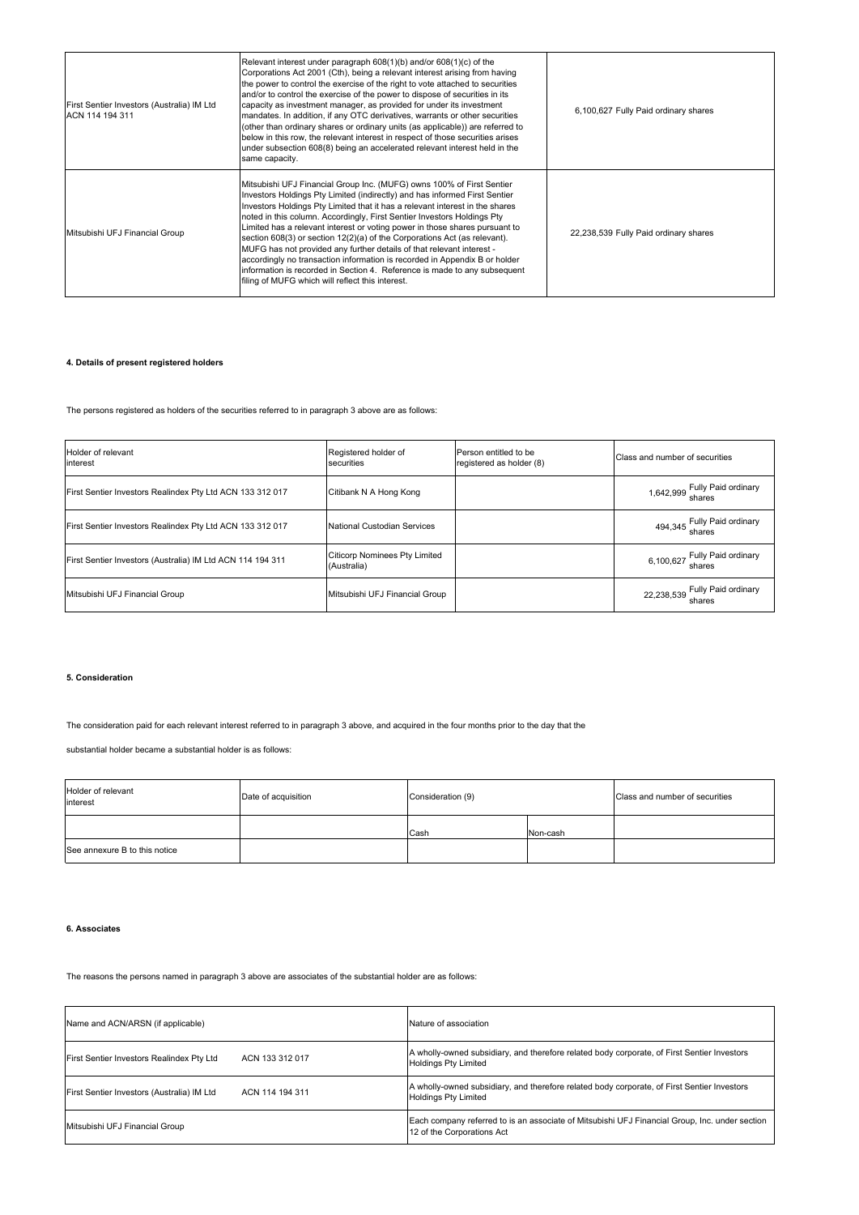| First Sentier Investors (Australia) IM Ltd ACN 114 194 311 | Relevant interest under paragraph 608(1)(b) and/or 608(1)(c) of the Corporations Act 2001 (Cth), being a relevant interest arising from having the power to control the exercise of the right to vote attached to securities and/or to control the exercise of the power to dispose of securities in its capacity as investment manager, as provided for under its investment mandates. In addition, if any OTC derivatives, warrants or other securities (other than ordinary shares or ordinary units (as applicable)) are referred to below in this row, the relevant interest in respect of those securities arises under subsection 608(8) being an accelerated relevant interest held in the same capacity. | 6,100,627 Fully Paid ordinary shares |
|---|---|---|
| Mitsubishi UFJ Financial Group | Mitsubishi UFJ Financial Group Inc. (MUFG) owns 100% of First Sentier Investors Holdings Pty Limited (indirectly) and has informed First Sentier Investors Holdings Pty Limited that it has a relevant interest in the shares noted in this column. Accordingly, First Sentier Investors Holdings Pty Limited has a relevant interest or voting power in those shares pursuant to section 608(3) or section 12(2)(a) of the Corporations Act (as relevant). MUFG has not provided any further details of that relevant interest - accordingly no transaction information is recorded in Appendix B or holder information is recorded in Section 4. Reference is made to any subsequent filing of MUFG which will reflect this interest. | 22,238,539 Fully Paid ordinary shares |

#### 4. Details of present registered holders

The persons registered as holders of the securities referred to in paragraph 3 above are as follows:

| Holder of relevant interest | Registered holder of securities | Person entitled to be registered as holder (8) | Class and number of securities |
|---|---|---|---|
| First Sentier Investors Realindex Pty Ltd ACN 133 312 017 | Citibank N A Hong Kong | | 1,642,999 Fully Paid ordinary shares |
| First Sentier Investors Realindex Pty Ltd ACN 133 312 017 | National Custodian Services | | 494,345 Fully Paid ordinary shares |
| First Sentier Investors (Australia) IM Ltd ACN 114 194 311 | Citicorp Nominees Pty Limited (Australia) | | 6,100,627 Fully Paid ordinary shares |
| Mitsubishi UFJ Financial Group | Mitsubishi UFJ Financial Group | | 22,238,539 Fully Paid ordinary shares |

#### 5. Consideration

The consideration paid for each relevant interest referred to in paragraph 3 above, and acquired in the four months prior to the day that the

substantial holder became a substantial holder is as follows:

| Holder of relevant interest | Date of acquisition | Consideration (9) | | Class and number of securities |
|---|---|---|---|---|
| | | Cash | Non-cash | |
| See annexure B to this notice | | | | |

#### 6. Associates

The reasons the persons named in paragraph 3 above are associates of the substantial holder are as follows:

| Name and ACN/ARSN (if applicable) | Nature of association |
|---|---|
| First Sentier Investors Realindex Pty Ltd ACN 133 312 017 | A wholly-owned subsidiary, and therefore related body corporate, of First Sentier Investors Holdings Pty Limited |
| First Sentier Investors (Australia) IM Ltd ACN 114 194 311 | A wholly-owned subsidiary, and therefore related body corporate, of First Sentier Investors Holdings Pty Limited |
| Mitsubishi UFJ Financial Group | Each company referred to is an associate of Mitsubishi UFJ Financial Group, Inc. under section 12 of the Corporations Act |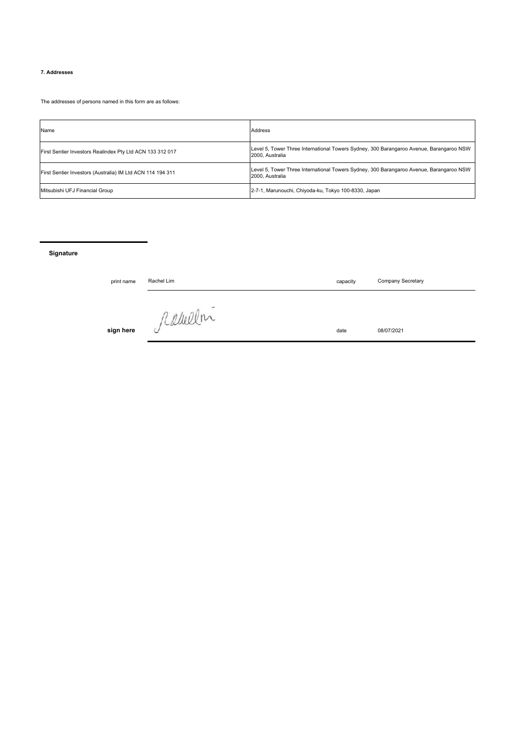**7. Addresses**

The addresses of persons named in this form are as follows:

| Name | Address |
| --- | --- |
| First Sentier Investors Realindex Pty Ltd ACN 133 312 017 | Level 5, Tower Three International Towers Sydney, 300 Barangaroo Avenue, Barangaroo NSW 2000, Australia |
| First Sentier Investors (Australia) IM Ltd ACN 114 194 311 | Level 5, Tower Three International Towers Sydney, 300 Barangaroo Avenue, Barangaroo NSW 2000, Australia |
| Mitsubishi UFJ Financial Group | 2-7-1, Marunouchi, Chiyoda-ku, Tokyo 100-8330, Japan |

**Signature**

| | | | |
| --- | --- | --- | --- |
| print name | Rachel Lim | capacity | Company Secretary |
| **sign here** | Rachel Lim | date | 08/07/2021 |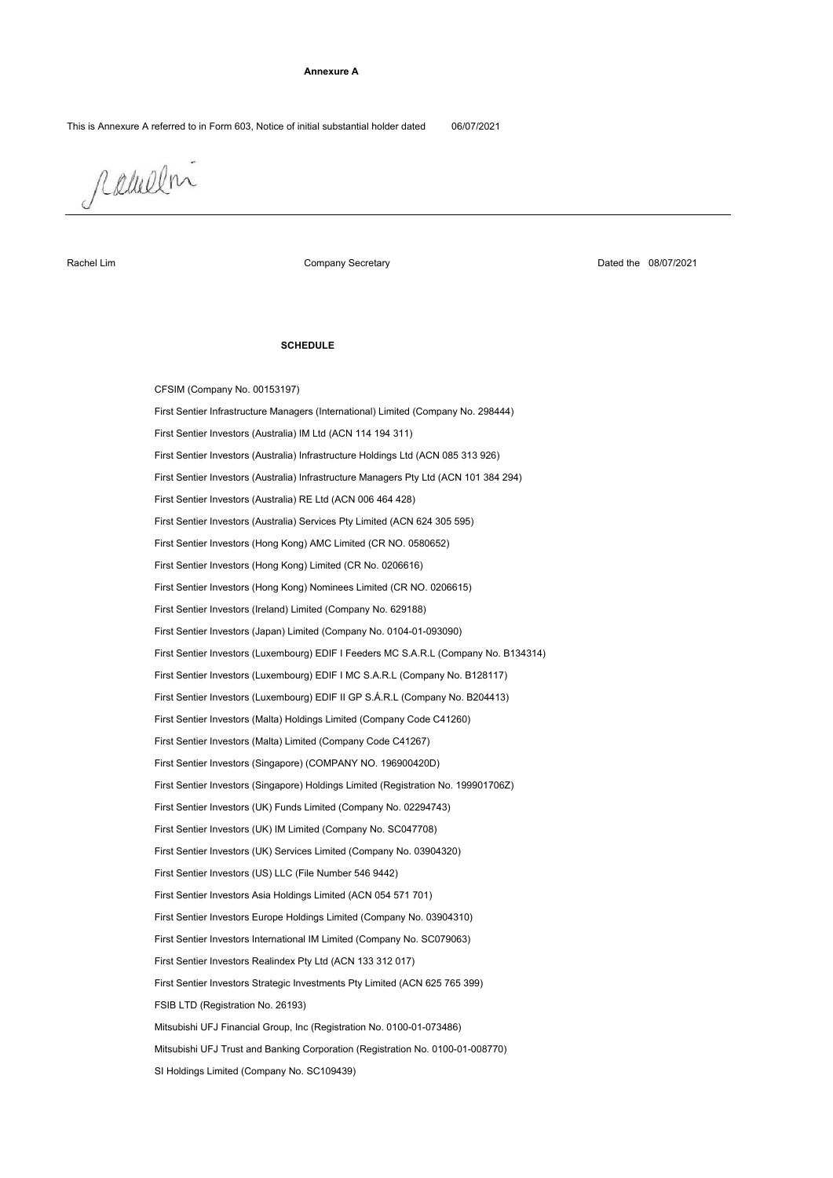**Annexure A**

This is Annexure A referred to in Form 603, Notice of initial substantial holder dated 06/07/2021

| Rachel Lim | Company Secretary | Dated the 08/07/2021 |
| --- | --- | --- |

**SCHEDULE**

CFSIM (Company No. 00153197)

First Sentier Infrastructure Managers (International) Limited (Company No. 298444)

First Sentier Investors (Australia) IM Ltd (ACN 114 194 311)

First Sentier Investors (Australia) Infrastructure Holdings Ltd (ACN 085 313 926)

First Sentier Investors (Australia) Infrastructure Managers Pty Ltd (ACN 101 384 294)

First Sentier Investors (Australia) RE Ltd (ACN 006 464 428)

First Sentier Investors (Australia) Services Pty Limited (ACN 624 305 595)

First Sentier Investors (Hong Kong) AMC Limited (CR NO. 0580652)

First Sentier Investors (Hong Kong) Limited (CR No. 0206616)

First Sentier Investors (Hong Kong) Nominees Limited (CR NO. 0206615)

First Sentier Investors (Ireland) Limited (Company No. 629188)

First Sentier Investors (Japan) Limited (Company No. 0104-01-093090)

First Sentier Investors (Luxembourg) EDIF I Feeders MC S.A.R.L (Company No. B134314)

First Sentier Investors (Luxembourg) EDIF I MC S.A.R.L (Company No. B128117)

First Sentier Investors (Luxembourg) EDIF II GP S.Á.R.L (Company No. B204413)

First Sentier Investors (Malta) Holdings Limited (Company Code C41260)

First Sentier Investors (Malta) Limited (Company Code C41267)

First Sentier Investors (Singapore) (COMPANY NO. 196900420D)

First Sentier Investors (Singapore) Holdings Limited (Registration No. 199901706Z)

First Sentier Investors (UK) Funds Limited (Company No. 02294743)

First Sentier Investors (UK) IM Limited (Company No. SC047708)

First Sentier Investors (UK) Services Limited (Company No. 03904320)

First Sentier Investors (US) LLC (File Number 546 9442)

First Sentier Investors Asia Holdings Limited (ACN 054 571 701)

First Sentier Investors Europe Holdings Limited (Company No. 03904310)

First Sentier Investors International IM Limited (Company No. SC079063)

First Sentier Investors Realindex Pty Ltd (ACN 133 312 017)

First Sentier Investors Strategic Investments Pty Limited (ACN 625 765 399)

FSIB LTD (Registration No. 26193)

Mitsubishi UFJ Financial Group, Inc (Registration No. 0100-01-073486)

Mitsubishi UFJ Trust and Banking Corporation (Registration No. 0100-01-008770)

SI Holdings Limited (Company No. SC109439)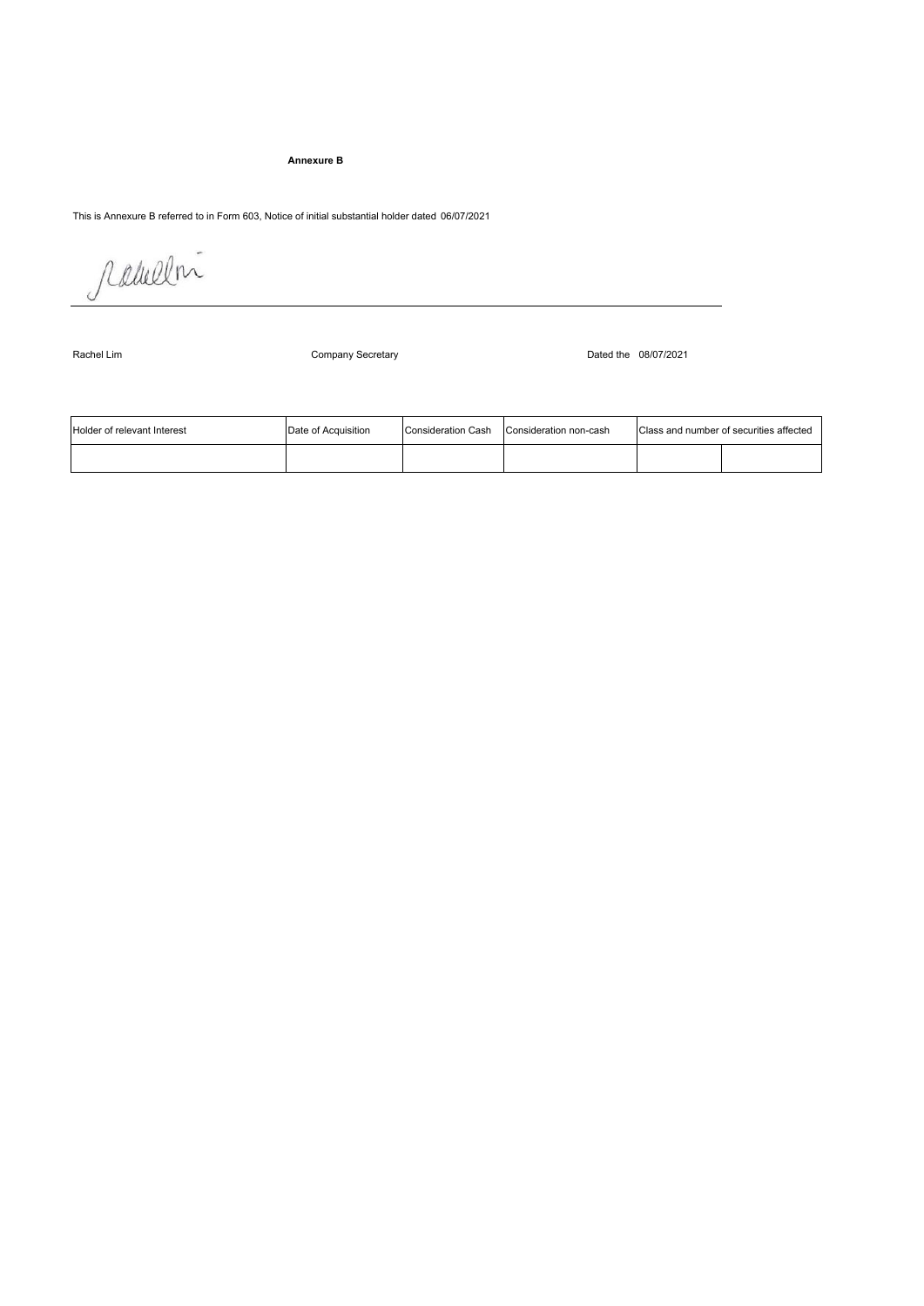**Annexure B**

This is Annexure B referred to in Form 603, Notice of initial substantial holder dated 06/07/2021

Rachel Lim

Company Secretary

Dated the 08/07/2021

| Holder of relevant Interest | Date of Acquisition | Consideration Cash | Consideration non-cash | Class and number of securities affected | |
|---|---|---|---|---|---|
| | | | | | |